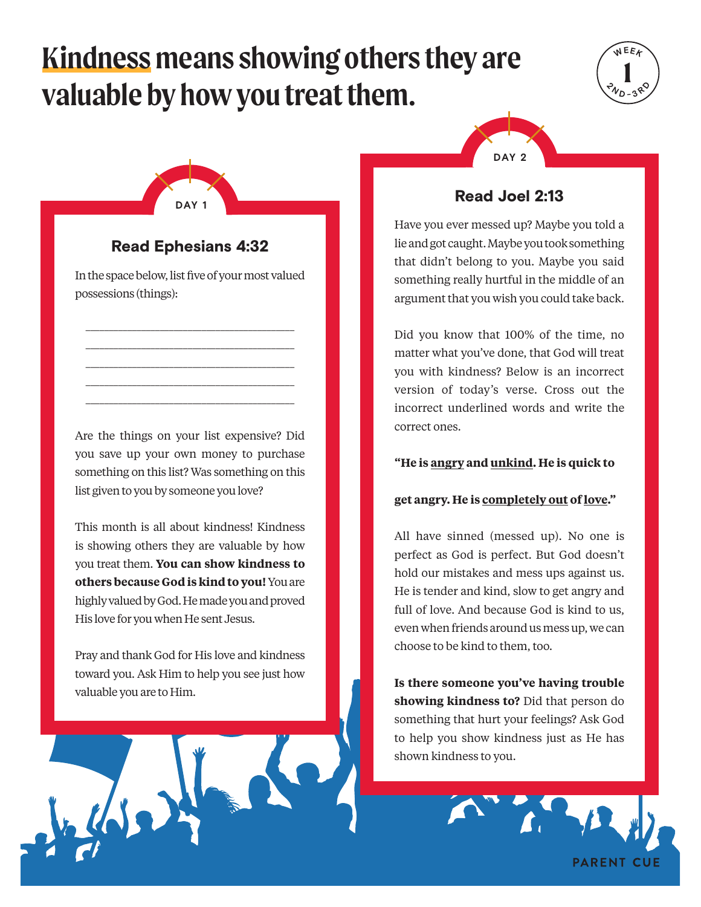# Kindness means showing others they are valuable by how you treat them.

WEEK 1
2ND-3RD

DAY 1

## Read Ephesians 4:32

In the space below, list five of your most valued possessions (things):

_________________________________

_________________________________

_________________________________

_________________________________

_________________________________

Are the things on your list expensive? Did you save up your own money to purchase something on this list? Was something on this list given to you by someone you love?

This month is all about kindness! Kindness is showing others they are valuable by how you treat them. **You can show kindness to others because God is kind to you!** You are highly valued by God. He made you and proved His love for you when He sent Jesus.

Pray and thank God for His love and kindness toward you. Ask Him to help you see just how valuable you are to Him.

DAY 2

## Read Joel 2:13

Have you ever messed up? Maybe you told a lie and got caught. Maybe you took something that didn't belong to you. Maybe you said something really hurtful in the middle of an argument that you wish you could take back.

Did you know that 100% of the time, no matter what you've done, that God will treat you with kindness? Below is an incorrect version of today's verse. Cross out the incorrect underlined words and write the correct ones.

**"He is <u>angry</u> and <u>unkind</u>. He is quick to**

**get angry. He is <u>completely out</u> of <u>love</u>."**

All have sinned (messed up). No one is perfect as God is perfect. But God doesn't hold our mistakes and mess ups against us. He is tender and kind, slow to get angry and full of love. And because God is kind to us, even when friends around us mess up, we can choose to be kind to them, too.

**Is there someone you've having trouble showing kindness to?** Did that person do something that hurt your feelings? Ask God to help you show kindness just as He has shown kindness to you.

PARENT CUE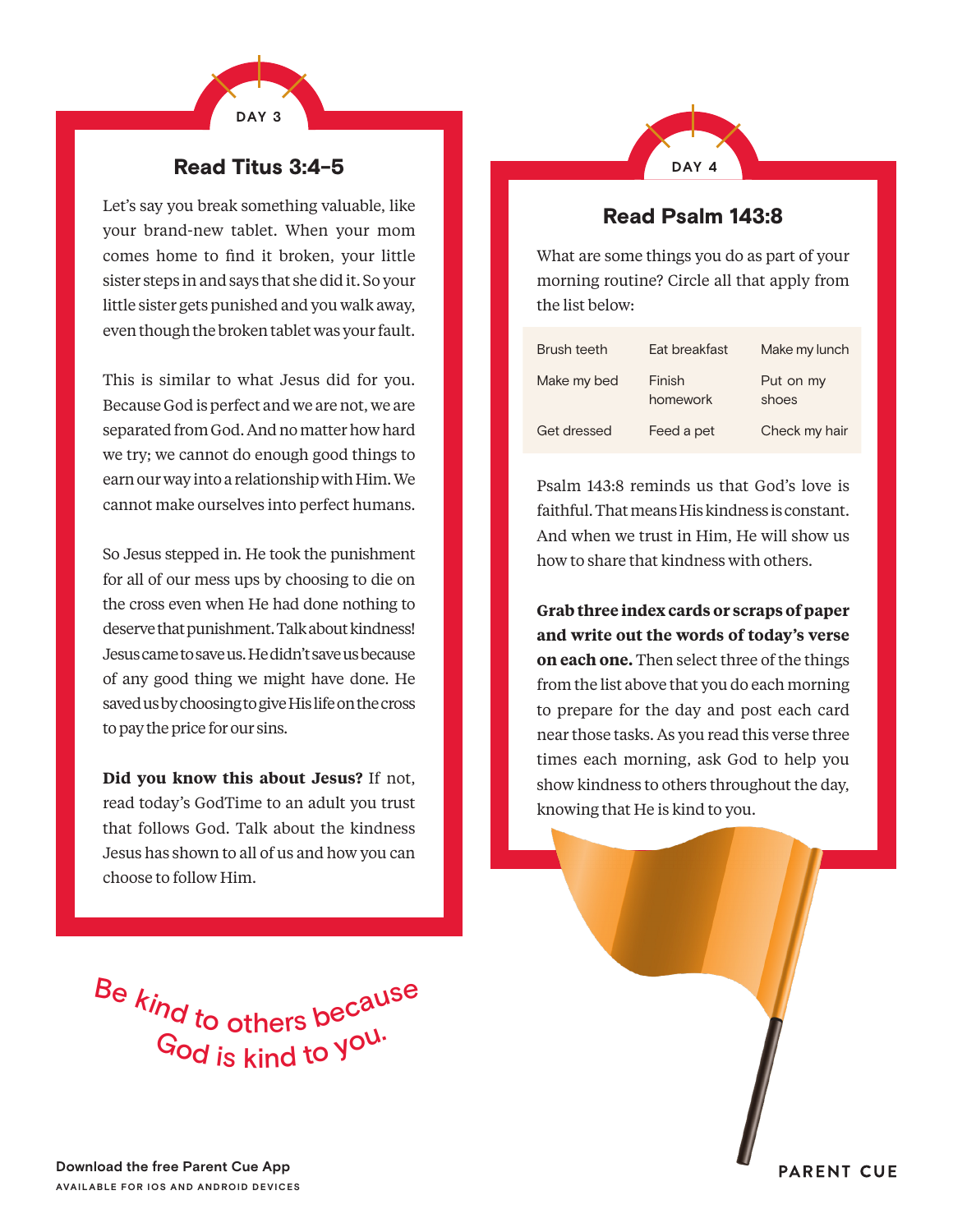DAY 3

## Read Titus 3:4–5

Let's say you break something valuable, like your brand-new tablet. When your mom comes home to find it broken, your little sister steps in and says that she did it. So your little sister gets punished and you walk away, even though the broken tablet was your fault.

This is similar to what Jesus did for you. Because God is perfect and we are not, we are separated from God. And no matter how hard we try; we cannot do enough good things to earn our way into a relationship with Him. We cannot make ourselves into perfect humans.

So Jesus stepped in. He took the punishment for all of our mess ups by choosing to die on the cross even when He had done nothing to deserve that punishment. Talk about kindness! Jesus came to save us. He didn't save us because of any good thing we might have done. He saved us by choosing to give His life on the cross to pay the price for our sins.

**Did you know this about Jesus?** If not, read today's GodTime to an adult you trust that follows God. Talk about the kindness Jesus has shown to all of us and how you can choose to follow Him.

Be kind to others because God is kind to you.

DAY 4

## Read Psalm 143:8

What are some things you do as part of your morning routine? Circle all that apply from the list below:

| | | |
|---|---|---|
| Brush teeth | Eat breakfast | Make my lunch |
| Make my bed | Finish homework | Put on my shoes |
| Get dressed | Feed a pet | Check my hair |

Psalm 143:8 reminds us that God's love is faithful. That means His kindness is constant. And when we trust in Him, He will show us how to share that kindness with others.

**Grab three index cards or scraps of paper and write out the words of today's verse on each one.** Then select three of the things from the list above that you do each morning to prepare for the day and post each card near those tasks. As you read this verse three times each morning, ask God to help you show kindness to others throughout the day, knowing that He is kind to you.

Download the free Parent Cue App

AVAILABLE FOR IOS AND ANDROID DEVICES

PARENT CUE